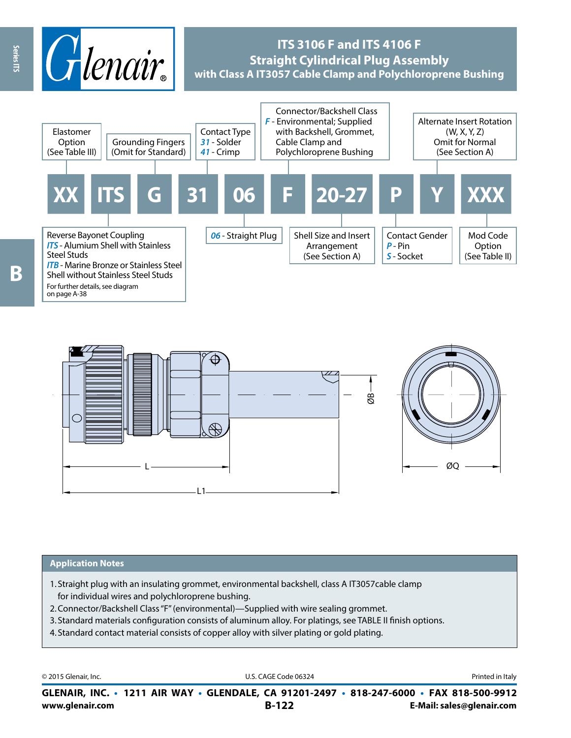# ITS 3106 F and ITS 4106 F
## Straight Cylindrical Plug Assembly
### with Class A IT3057 Cable Clamp and Polychloroprene Bushing

| XX | ITS | G | 31 | 06 | F | 20-27 | P | Y | XXX |
|---|---|---|---|---|---|---|---|---|---|

- **XX** – Elastomer Option (See Table III)
- **ITS** – Reverse Bayonet Coupling
  - *ITS* - Alumium Shell with Stainless Steel Studs
  - *ITB* - Marine Bronze or Stainless Steel Shell without Stainless Steel Studs
  - For further details, see diagram on page A-38
- **G** – Grounding Fingers (Omit for Standard)
- **31** – Contact Type
  - *31* - Solder
  - *41* - Crimp
- **06** – *06* - Straight Plug
- **F** – Connector/Backshell Class
  - *F* - Environmental; Supplied with Backshell, Grommet, Cable Clamp and Polychloroprene Bushing
- **20-27** – Shell Size and Insert Arrangement (See Section A)
- **P** – Contact Gender
  - *P* - Pin
  - *S* - Socket
- **Y** – Alternate Insert Rotation (W, X, Y, Z) Omit for Normal (See Section A)
- **XXX** – Mod Code Option (See Table II)

ØB

L

L1

ØQ

## Application Notes

1. Straight plug with an insulating grommet, environmental backshell, class A IT3057cable clamp for individual wires and polychloroprene bushing.
2. Connector/Backshell Class "F" (environmental)—Supplied with wire sealing grommet.
3. Standard materials configuration consists of aluminum alloy. For platings, see TABLE II finish options.
4. Standard contact material consists of copper alloy with silver plating or gold plating.

© 2015 Glenair, Inc. U.S. CAGE Code 06324 Printed in Italy

**GLENAIR, INC. • 1211 AIR WAY • GLENDALE, CA 91201-2497 • 818-247-6000 • FAX 818-500-9912**

**www.glenair.com** **E-Mail: sales@glenair.com**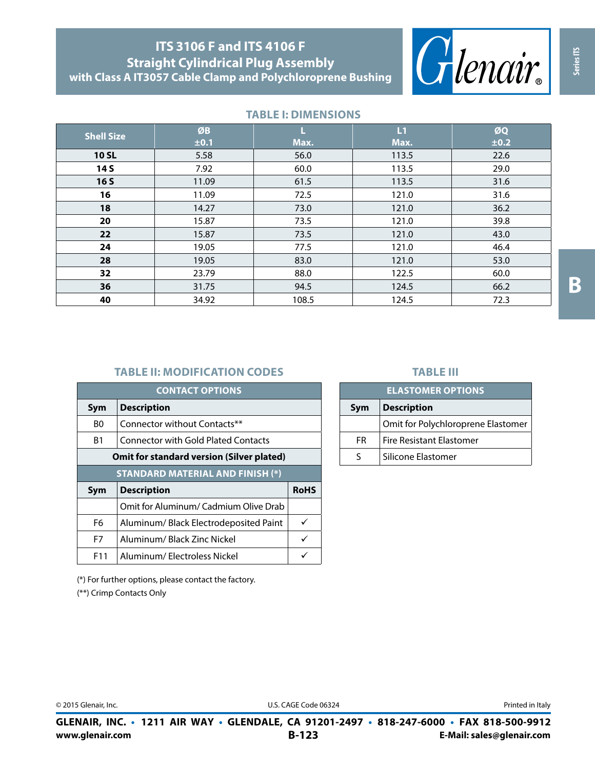# ITS 3106 F and ITS 4106 F
## Straight Cylindrical Plug Assembly
### with Class A IT3057 Cable Clamp and Polychloroprene Bushing

## TABLE I: DIMENSIONS

| Shell Size | ØB ±0.1 | L Max. | L1 Max. | ØQ ±0.2 |
|---|---|---|---|---|
| **10 SL** | 5.58 | 56.0 | 113.5 | 22.6 |
| **14 S** | 7.92 | 60.0 | 113.5 | 29.0 |
| **16 S** | 11.09 | 61.5 | 113.5 | 31.6 |
| **16** | 11.09 | 72.5 | 121.0 | 31.6 |
| **18** | 14.27 | 73.0 | 121.0 | 36.2 |
| **20** | 15.87 | 73.5 | 121.0 | 39.8 |
| **22** | 15.87 | 73.5 | 121.0 | 43.0 |
| **24** | 19.05 | 77.5 | 121.0 | 46.4 |
| **28** | 19.05 | 83.0 | 121.0 | 53.0 |
| **32** | 23.79 | 88.0 | 122.5 | 60.0 |
| **36** | 31.75 | 94.5 | 124.5 | 66.2 |
| **40** | 34.92 | 108.5 | 124.5 | 72.3 |

## TABLE II: MODIFICATION CODES

| CONTACT OPTIONS | |
|---|---|
| **Sym** | **Description** |
| B0 | Connector without Contacts** |
| B1 | Connector with Gold Plated Contacts |
| **Omit for standard version (Silver plated)** | |

| STANDARD MATERIAL AND FINISH (*) | | |
|---|---|---|
| **Sym** | **Description** | **RoHS** |
| | Omit for Aluminum/ Cadmium Olive Drab | |
| F6 | Aluminum/ Black Electrodeposited Paint | ✓ |
| F7 | Aluminum/ Black Zinc Nickel | ✓ |
| F11 | Aluminum/ Electroless Nickel | ✓ |

(*) For further options, please contact the factory.

(**) Crimp Contacts Only

## TABLE III

| ELASTOMER OPTIONS | |
|---|---|
| **Sym** | **Description** |
| | Omit for Polychloroprene Elastomer |
| FR | Fire Resistant Elastomer |
| S | Silicone Elastomer |

© 2015 Glenair, Inc. U.S. CAGE Code 06324 Printed in Italy

**GLENAIR, INC. • 1211 AIR WAY • GLENDALE, CA 91201-2497 • 818-247-6000 • FAX 818-500-9912**

**www.glenair.com** **E-Mail: sales@glenair.com**